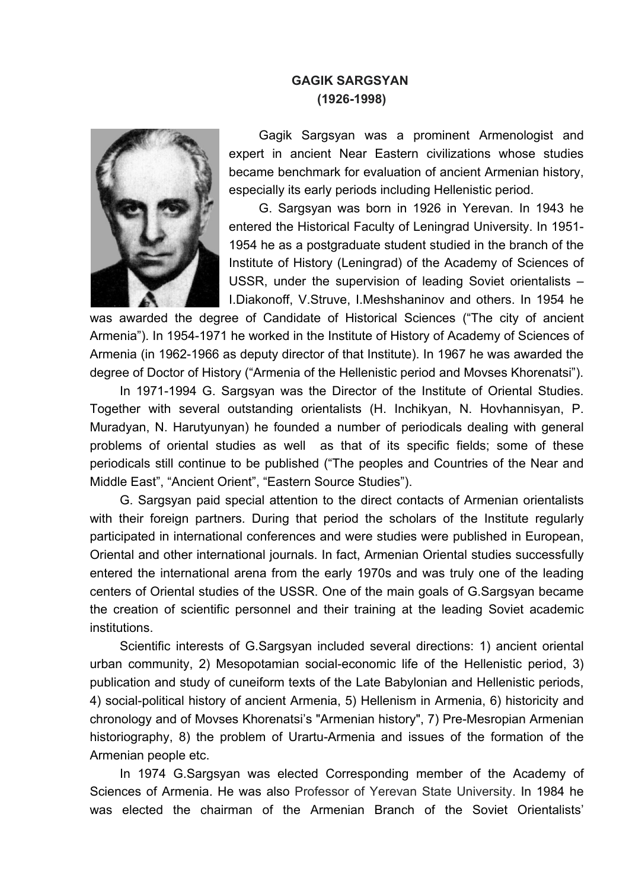**GAGIK SARGSYAN**
**(1926-1998)**

Gagik Sargsyan was a prominent Armenologist and expert in ancient Near Eastern civilizations whose studies became benchmark for evaluation of ancient Armenian history, especially its early periods including Hellenistic period.

G. Sargsyan was born in 1926 in Yerevan. In 1943 he entered the Historical Faculty of Leningrad University. In 1951-1954 he as a postgraduate student studied in the branch of the Institute of History (Leningrad) of the Academy of Sciences of USSR, under the supervision of leading Soviet orientalists – I.Diakonoff, V.Struve, I.Meshshaninov and others. In 1954 he was awarded the degree of Candidate of Historical Sciences ("The city of ancient Armenia"). In 1954-1971 he worked in the Institute of History of Academy of Sciences of Armenia (in 1962-1966 as deputy director of that Institute). In 1967 he was awarded the degree of Doctor of History ("Armenia of the Hellenistic period and Movses Khorenatsi").

In 1971-1994 G. Sargsyan was the Director of the Institute of Oriental Studies. Together with several outstanding orientalists (H. Inchikyan, N. Hovhannisyan, P. Muradyan, N. Harutyunyan) he founded a number of periodicals dealing with general problems of oriental studies as well as that of its specific fields; some of these periodicals still continue to be published ("The peoples and Countries of the Near and Middle East", "Ancient Orient", "Eastern Source Studies").

G. Sargsyan paid special attention to the direct contacts of Armenian orientalists with their foreign partners. During that period the scholars of the Institute regularly participated in international conferences and were studies were published in European, Oriental and other international journals. In fact, Armenian Oriental studies successfully entered the international arena from the early 1970s and was truly one of the leading centers of Oriental studies of the USSR. One of the main goals of G.Sargsyan became the creation of scientific personnel and their training at the leading Soviet academic institutions.

Scientific interests of G.Sargsyan included several directions: 1) ancient oriental urban community, 2) Mesopotamian social-economic life of the Hellenistic period, 3) publication and study of cuneiform texts of the Late Babylonian and Hellenistic periods, 4) social-political history of ancient Armenia, 5) Hellenism in Armenia, 6) historicity and chronology and of Movses Khorenatsi's "Armenian history", 7) Pre-Mesropian Armenian historiography, 8) the problem of Urartu-Armenia and issues of the formation of the Armenian people etc.

In 1974 G.Sargsyan was elected Corresponding member of the Academy of Sciences of Armenia. He was also Professor of Yerevan State University. In 1984 he was elected the chairman of the Armenian Branch of the Soviet Orientalists'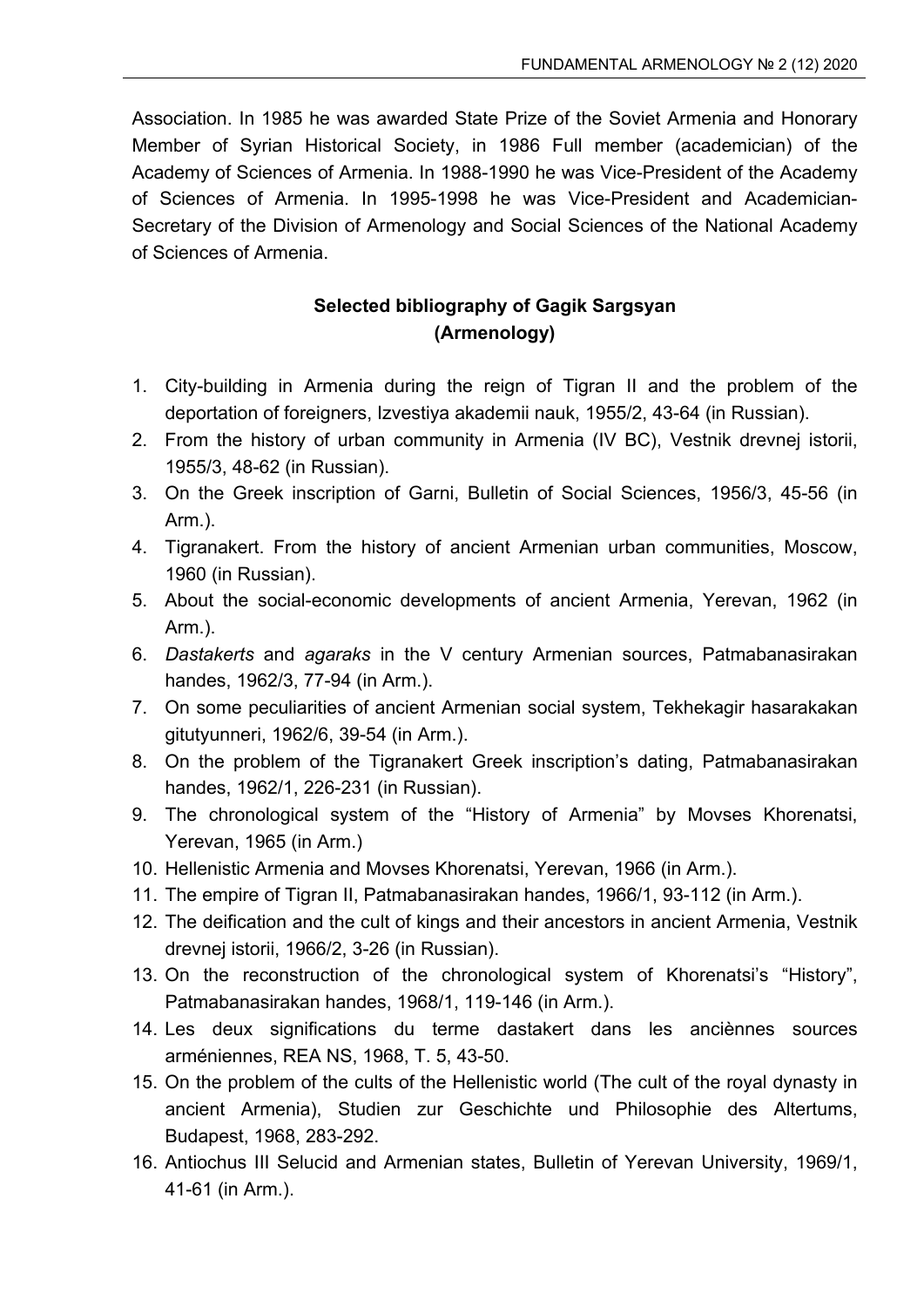Association. In 1985 he was awarded State Prize of the Soviet Armenia and Honorary Member of Syrian Historical Society, in 1986 Full member (academician) of the Academy of Sciences of Armenia. In 1988-1990 he was Vice-President of the Academy of Sciences of Armenia. In 1995-1998 he was Vice-President and Academician-Secretary of the Division of Armenology and Social Sciences of the National Academy of Sciences of Armenia.

**Selected bibliography of Gagik Sargsyan**
**(Armenology)**

1. City-building in Armenia during the reign of Tigran II and the problem of the deportation of foreigners, Izvestiya akademii nauk, 1955/2, 43-64 (in Russian).
2. From the history of urban community in Armenia (IV BC), Vestnik drevnej istorii, 1955/3, 48-62 (in Russian).
3. On the Greek inscription of Garni, Bulletin of Social Sciences, 1956/3, 45-56 (in Arm.).
4. Tigranakert. From the history of ancient Armenian urban communities, Moscow, 1960 (in Russian).
5. About the social-economic developments of ancient Armenia, Yerevan, 1962 (in Arm.).
6. *Dastakerts* and *agaraks* in the V century Armenian sources, Patmabanasirakan handes, 1962/3, 77-94 (in Arm.).
7. On some peculiarities of ancient Armenian social system, Tekhekagir hasarakakan gitutyunneri, 1962/6, 39-54 (in Arm.).
8. On the problem of the Tigranakert Greek inscription's dating, Patmabanasirakan handes, 1962/1, 226-231 (in Russian).
9. The chronological system of the "History of Armenia" by Movses Khorenatsi, Yerevan, 1965 (in Arm.)
10. Hellenistic Armenia and Movses Khorenatsi, Yerevan, 1966 (in Arm.).
11. The empire of Tigran II, Patmabanasirakan handes, 1966/1, 93-112 (in Arm.).
12. The deification and the cult of kings and their ancestors in ancient Armenia, Vestnik drevnej istorii, 1966/2, 3-26 (in Russian).
13. On the reconstruction of the chronological system of Khorenatsi's "History", Patmabanasirakan handes, 1968/1, 119-146 (in Arm.).
14. Les deux significations du terme dastakert dans les anciènnes sources arméniennes, REA NS, 1968, T. 5, 43-50.
15. On the problem of the cults of the Hellenistic world (The cult of the royal dynasty in ancient Armenia), Studien zur Geschichte und Philosophie des Altertums, Budapest, 1968, 283-292.
16. Antiochus III Selucid and Armenian states, Bulletin of Yerevan University, 1969/1, 41-61 (in Arm.).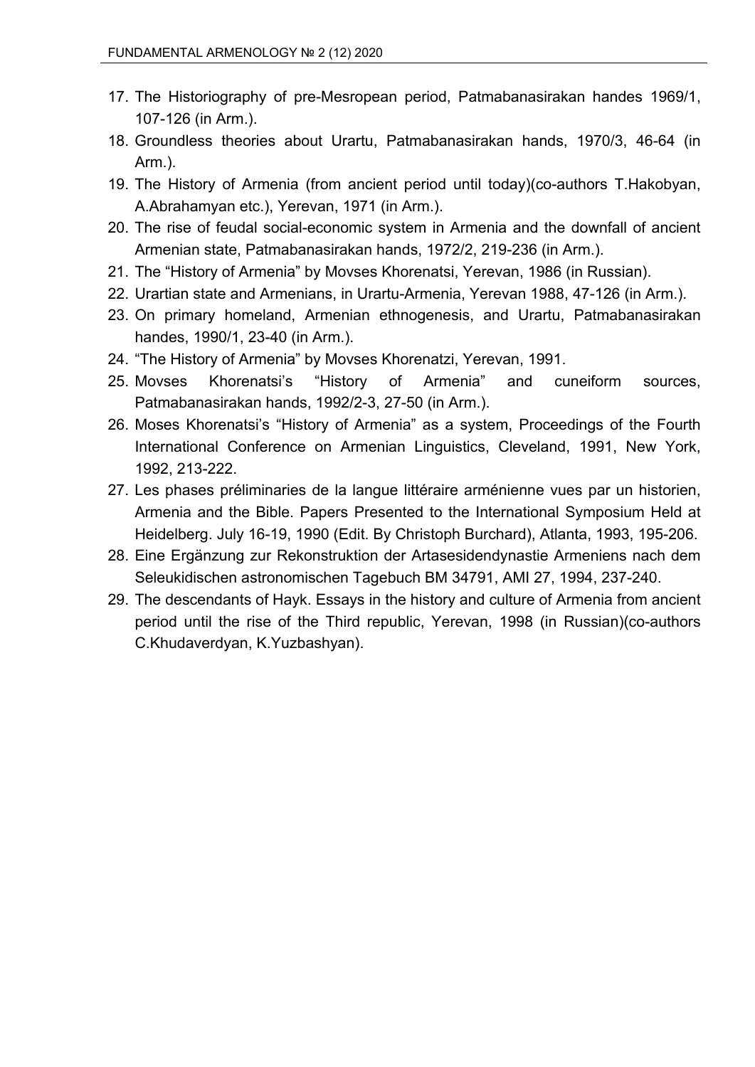17. The Historiography of pre-Mesropean period, Patmabanasirakan handes 1969/1, 107-126 (in Arm.).
18. Groundless theories about Urartu, Patmabanasirakan hands, 1970/3, 46-64 (in Arm.).
19. The History of Armenia (from ancient period until today)(co-authors T.Hakobyan, A.Abrahamyan etc.), Yerevan, 1971 (in Arm.).
20. The rise of feudal social-economic system in Armenia and the downfall of ancient Armenian state, Patmabanasirakan hands, 1972/2, 219-236 (in Arm.).
21. The “History of Armenia” by Movses Khorenatsi, Yerevan, 1986 (in Russian).
22. Urartian state and Armenians, in Urartu-Armenia, Yerevan 1988, 47-126 (in Arm.).
23. On primary homeland, Armenian ethnogenesis, and Urartu, Patmabanasirakan handes, 1990/1, 23-40 (in Arm.).
24. “The History of Armenia” by Movses Khorenatzi, Yerevan, 1991.
25. Movses Khorenatsi’s “History of Armenia” and cuneiform sources, Patmabanasirakan hands, 1992/2-3, 27-50 (in Arm.).
26. Moses Khorenatsi’s “History of Armenia” as a system, Proceedings of the Fourth International Conference on Armenian Linguistics, Cleveland, 1991, New York, 1992, 213-222.
27. Les phases préliminaries de la langue littéraire arménienne vues par un historien, Armenia and the Bible. Papers Presented to the International Symposium Held at Heidelberg. July 16-19, 1990 (Edit. By Christoph Burchard), Atlanta, 1993, 195-206.
28. Eine Ergänzung zur Rekonstruktion der Artasesidendynastie Armeniens nach dem Seleukidischen astronomischen Tagebuch BM 34791, AMI 27, 1994, 237-240.
29. The descendants of Hayk. Essays in the history and culture of Armenia from ancient period until the rise of the Third republic, Yerevan, 1998 (in Russian)(co-authors C.Khudaverdyan, K.Yuzbashyan).